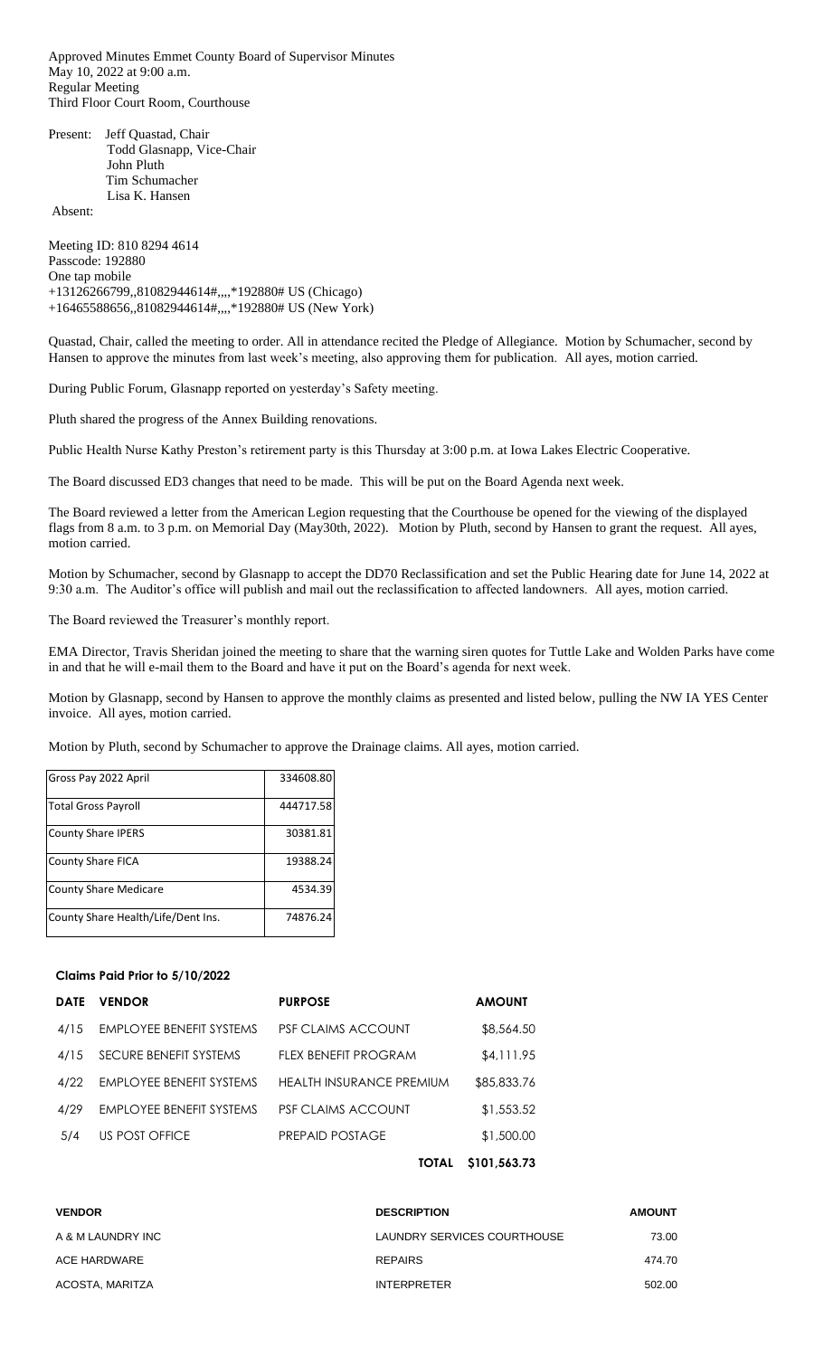Approved Minutes Emmet County Board of Supervisor Minutes
May 10, 2022 at 9:00 a.m.
Regular Meeting
Third Floor Court Room, Courthouse

Present: Jeff Quastad, Chair
Todd Glasnapp, Vice-Chair
John Pluth
Tim Schumacher
Lisa K. Hansen

Absent:

Meeting ID: 810 8294 4614
Passcode: 192880
One tap mobile
+13126266799,,81082944614#,,,,*192880# US (Chicago)
+16465588656,,81082944614#,,,,*192880# US (New York)

Quastad, Chair, called the meeting to order. All in attendance recited the Pledge of Allegiance. Motion by Schumacher, second by Hansen to approve the minutes from last week's meeting, also approving them for publication. All ayes, motion carried.

During Public Forum, Glasnapp reported on yesterday's Safety meeting.

Pluth shared the progress of the Annex Building renovations.

Public Health Nurse Kathy Preston's retirement party is this Thursday at 3:00 p.m. at Iowa Lakes Electric Cooperative.

The Board discussed ED3 changes that need to be made. This will be put on the Board Agenda next week.

The Board reviewed a letter from the American Legion requesting that the Courthouse be opened for the viewing of the displayed flags from 8 a.m. to 3 p.m. on Memorial Day (May30th, 2022). Motion by Pluth, second by Hansen to grant the request. All ayes, motion carried.

Motion by Schumacher, second by Glasnapp to accept the DD70 Reclassification and set the Public Hearing date for June 14, 2022 at 9:30 a.m. The Auditor's office will publish and mail out the reclassification to affected landowners. All ayes, motion carried.

The Board reviewed the Treasurer's monthly report.

EMA Director, Travis Sheridan joined the meeting to share that the warning siren quotes for Tuttle Lake and Wolden Parks have come in and that he will e-mail them to the Board and have it put on the Board's agenda for next week.

Motion by Glasnapp, second by Hansen to approve the monthly claims as presented and listed below, pulling the NW IA YES Center invoice. All ayes, motion carried.

Motion by Pluth, second by Schumacher to approve the Drainage claims. All ayes, motion carried.

| | |
|---|---|
| Gross Pay 2022 April | 334608.80 |
| Total Gross Payroll | 444717.58 |
| County Share IPERS | 30381.81 |
| County Share FICA | 19388.24 |
| County Share Medicare | 4534.39 |
| County Share Health/Life/Dent Ins. | 74876.24 |

**Claims Paid Prior to 5/10/2022**

| DATE | VENDOR | PURPOSE | AMOUNT |
|---|---|---|---|
| 4/15 | EMPLOYEE BENEFIT SYSTEMS | PSF CLAIMS ACCOUNT | $8,564.50 |
| 4/15 | SECURE BENEFIT SYSTEMS | FLEX BENEFIT PROGRAM | $4,111.95 |
| 4/22 | EMPLOYEE BENEFIT SYSTEMS | HEALTH INSURANCE PREMIUM | $85,833.76 |
| 4/29 | EMPLOYEE BENEFIT SYSTEMS | PSF CLAIMS ACCOUNT | $1,553.52 |
| 5/4 | US POST OFFICE | PREPAID POSTAGE | $1,500.00 |
| | | **TOTAL** | **$101,563.73** |

| VENDOR | DESCRIPTION | AMOUNT |
|---|---|---|
| A & M LAUNDRY INC | LAUNDRY SERVICES COURTHOUSE | 73.00 |
| ACE HARDWARE | REPAIRS | 474.70 |
| ACOSTA, MARITZA | INTERPRETER | 502.00 |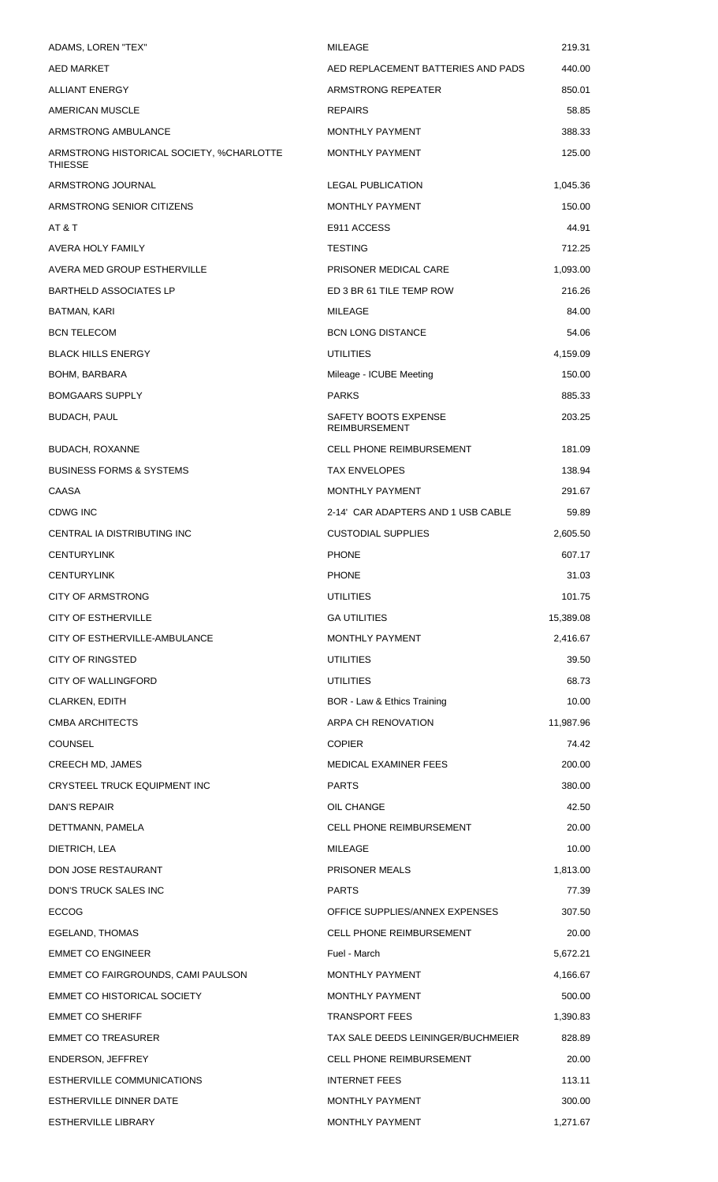| | | |
|---|---|---|
| ADAMS, LOREN "TEX" | MILEAGE | 219.31 |
| AED MARKET | AED REPLACEMENT BATTERIES AND PADS | 440.00 |
| ALLIANT ENERGY | ARMSTRONG REPEATER | 850.01 |
| AMERICAN MUSCLE | REPAIRS | 58.85 |
| ARMSTRONG AMBULANCE | MONTHLY PAYMENT | 388.33 |
| ARMSTRONG HISTORICAL SOCIETY, %CHARLOTTE THIESSE | MONTHLY PAYMENT | 125.00 |
| ARMSTRONG JOURNAL | LEGAL PUBLICATION | 1,045.36 |
| ARMSTRONG SENIOR CITIZENS | MONTHLY PAYMENT | 150.00 |
| AT & T | E911 ACCESS | 44.91 |
| AVERA HOLY FAMILY | TESTING | 712.25 |
| AVERA MED GROUP ESTHERVILLE | PRISONER MEDICAL CARE | 1,093.00 |
| BARTHELD ASSOCIATES LP | ED 3 BR 61 TILE TEMP ROW | 216.26 |
| BATMAN, KARI | MILEAGE | 84.00 |
| BCN TELECOM | BCN LONG DISTANCE | 54.06 |
| BLACK HILLS ENERGY | UTILITIES | 4,159.09 |
| BOHM, BARBARA | Mileage - ICUBE Meeting | 150.00 |
| BOMGAARS SUPPLY | PARKS | 885.33 |
| BUDACH, PAUL | SAFETY BOOTS EXPENSE REIMBURSEMENT | 203.25 |
| BUDACH, ROXANNE | CELL PHONE REIMBURSEMENT | 181.09 |
| BUSINESS FORMS & SYSTEMS | TAX ENVELOPES | 138.94 |
| CAASA | MONTHLY PAYMENT | 291.67 |
| CDWG INC | 2-14' CAR ADAPTERS AND 1 USB CABLE | 59.89 |
| CENTRAL IA DISTRIBUTING INC | CUSTODIAL SUPPLIES | 2,605.50 |
| CENTURYLINK | PHONE | 607.17 |
| CENTURYLINK | PHONE | 31.03 |
| CITY OF ARMSTRONG | UTILITIES | 101.75 |
| CITY OF ESTHERVILLE | GA UTILITIES | 15,389.08 |
| CITY OF ESTHERVILLE-AMBULANCE | MONTHLY PAYMENT | 2,416.67 |
| CITY OF RINGSTED | UTILITIES | 39.50 |
| CITY OF WALLINGFORD | UTILITIES | 68.73 |
| CLARKEN, EDITH | BOR - Law & Ethics Training | 10.00 |
| CMBA ARCHITECTS | ARPA CH RENOVATION | 11,987.96 |
| COUNSEL | COPIER | 74.42 |
| CREECH MD, JAMES | MEDICAL EXAMINER FEES | 200.00 |
| CRYSTEEL TRUCK EQUIPMENT INC | PARTS | 380.00 |
| DAN'S REPAIR | OIL CHANGE | 42.50 |
| DETTMANN, PAMELA | CELL PHONE REIMBURSEMENT | 20.00 |
| DIETRICH, LEA | MILEAGE | 10.00 |
| DON JOSE RESTAURANT | PRISONER MEALS | 1,813.00 |
| DON'S TRUCK SALES INC | PARTS | 77.39 |
| ECCOG | OFFICE SUPPLIES/ANNEX EXPENSES | 307.50 |
| EGELAND, THOMAS | CELL PHONE REIMBURSEMENT | 20.00 |
| EMMET CO ENGINEER | Fuel - March | 5,672.21 |
| EMMET CO FAIRGROUNDS, CAMI PAULSON | MONTHLY PAYMENT | 4,166.67 |
| EMMET CO HISTORICAL SOCIETY | MONTHLY PAYMENT | 500.00 |
| EMMET CO SHERIFF | TRANSPORT FEES | 1,390.83 |
| EMMET CO TREASURER | TAX SALE DEEDS LEININGER/BUCHMEIER | 828.89 |
| ENDERSON, JEFFREY | CELL PHONE REIMBURSEMENT | 20.00 |
| ESTHERVILLE COMMUNICATIONS | INTERNET FEES | 113.11 |
| ESTHERVILLE DINNER DATE | MONTHLY PAYMENT | 300.00 |
| ESTHERVILLE LIBRARY | MONTHLY PAYMENT | 1,271.67 |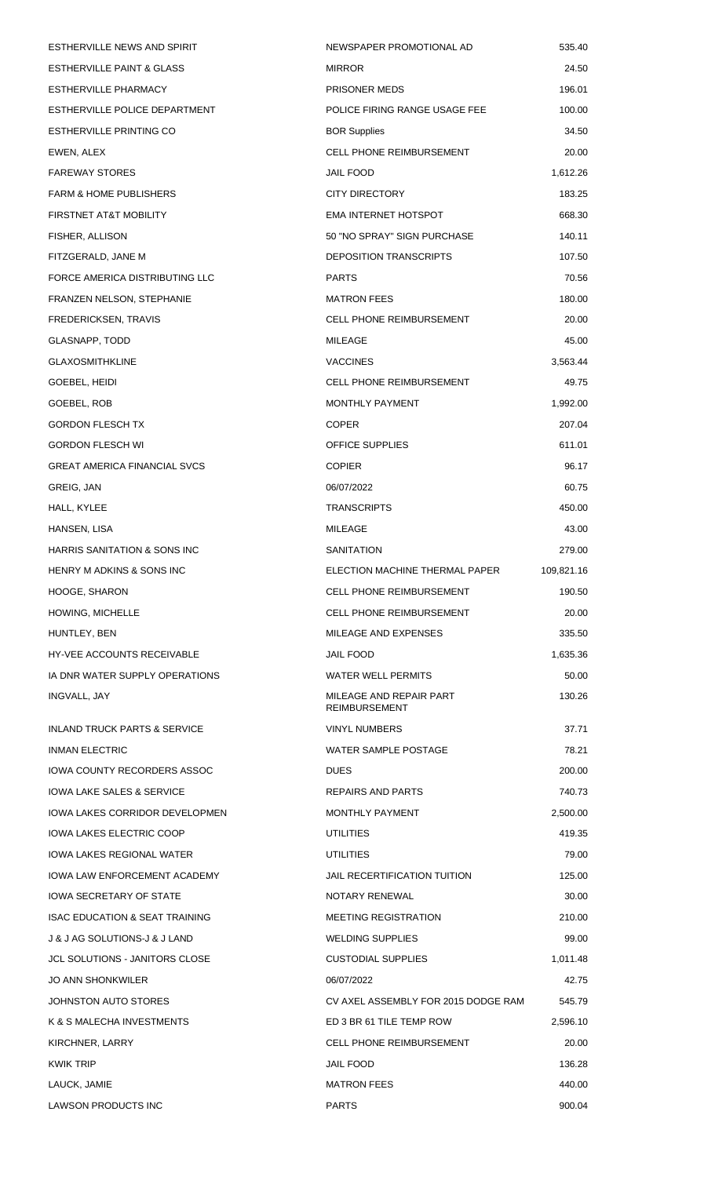| | | |
|---|---|---|
| ESTHERVILLE NEWS AND SPIRIT | NEWSPAPER PROMOTIONAL AD | 535.40 |
| ESTHERVILLE PAINT & GLASS | MIRROR | 24.50 |
| ESTHERVILLE PHARMACY | PRISONER MEDS | 196.01 |
| ESTHERVILLE POLICE DEPARTMENT | POLICE FIRING RANGE USAGE FEE | 100.00 |
| ESTHERVILLE PRINTING CO | BOR Supplies | 34.50 |
| EWEN, ALEX | CELL PHONE REIMBURSEMENT | 20.00 |
| FAREWAY STORES | JAIL FOOD | 1,612.26 |
| FARM & HOME PUBLISHERS | CITY DIRECTORY | 183.25 |
| FIRSTNET AT&T MOBILITY | EMA INTERNET HOTSPOT | 668.30 |
| FISHER, ALLISON | 50 "NO SPRAY" SIGN PURCHASE | 140.11 |
| FITZGERALD, JANE M | DEPOSITION TRANSCRIPTS | 107.50 |
| FORCE AMERICA DISTRIBUTING LLC | PARTS | 70.56 |
| FRANZEN NELSON, STEPHANIE | MATRON FEES | 180.00 |
| FREDERICKSEN, TRAVIS | CELL PHONE REIMBURSEMENT | 20.00 |
| GLASNAPP, TODD | MILEAGE | 45.00 |
| GLAXOSMITHKLINE | VACCINES | 3,563.44 |
| GOEBEL, HEIDI | CELL PHONE REIMBURSEMENT | 49.75 |
| GOEBEL, ROB | MONTHLY PAYMENT | 1,992.00 |
| GORDON FLESCH TX | COPER | 207.04 |
| GORDON FLESCH WI | OFFICE SUPPLIES | 611.01 |
| GREAT AMERICA FINANCIAL SVCS | COPIER | 96.17 |
| GREIG, JAN | 06/07/2022 | 60.75 |
| HALL, KYLEE | TRANSCRIPTS | 450.00 |
| HANSEN, LISA | MILEAGE | 43.00 |
| HARRIS SANITATION & SONS INC | SANITATION | 279.00 |
| HENRY M ADKINS & SONS INC | ELECTION MACHINE THERMAL PAPER | 109,821.16 |
| HOOGE, SHARON | CELL PHONE REIMBURSEMENT | 190.50 |
| HOWING, MICHELLE | CELL PHONE REIMBURSEMENT | 20.00 |
| HUNTLEY, BEN | MILEAGE AND EXPENSES | 335.50 |
| HY-VEE ACCOUNTS RECEIVABLE | JAIL FOOD | 1,635.36 |
| IA DNR WATER SUPPLY OPERATIONS | WATER WELL PERMITS | 50.00 |
| INGVALL, JAY | MILEAGE AND REPAIR PART REIMBURSEMENT | 130.26 |
| INLAND TRUCK PARTS & SERVICE | VINYL NUMBERS | 37.71 |
| INMAN ELECTRIC | WATER SAMPLE POSTAGE | 78.21 |
| IOWA COUNTY RECORDERS ASSOC | DUES | 200.00 |
| IOWA LAKE SALES & SERVICE | REPAIRS AND PARTS | 740.73 |
| IOWA LAKES CORRIDOR DEVELOPMEN | MONTHLY PAYMENT | 2,500.00 |
| IOWA LAKES ELECTRIC COOP | UTILITIES | 419.35 |
| IOWA LAKES REGIONAL WATER | UTILITIES | 79.00 |
| IOWA LAW ENFORCEMENT ACADEMY | JAIL RECERTIFICATION TUITION | 125.00 |
| IOWA SECRETARY OF STATE | NOTARY RENEWAL | 30.00 |
| ISAC EDUCATION & SEAT TRAINING | MEETING REGISTRATION | 210.00 |
| J & J AG SOLUTIONS-J & J LAND | WELDING SUPPLIES | 99.00 |
| JCL SOLUTIONS - JANITORS CLOSE | CUSTODIAL SUPPLIES | 1,011.48 |
| JO ANN SHONKWILER | 06/07/2022 | 42.75 |
| JOHNSTON AUTO STORES | CV AXEL ASSEMBLY FOR 2015 DODGE RAM | 545.79 |
| K & S MALECHA INVESTMENTS | ED 3 BR 61 TILE TEMP ROW | 2,596.10 |
| KIRCHNER, LARRY | CELL PHONE REIMBURSEMENT | 20.00 |
| KWIK TRIP | JAIL FOOD | 136.28 |
| LAUCK, JAMIE | MATRON FEES | 440.00 |
| LAWSON PRODUCTS INC | PARTS | 900.04 |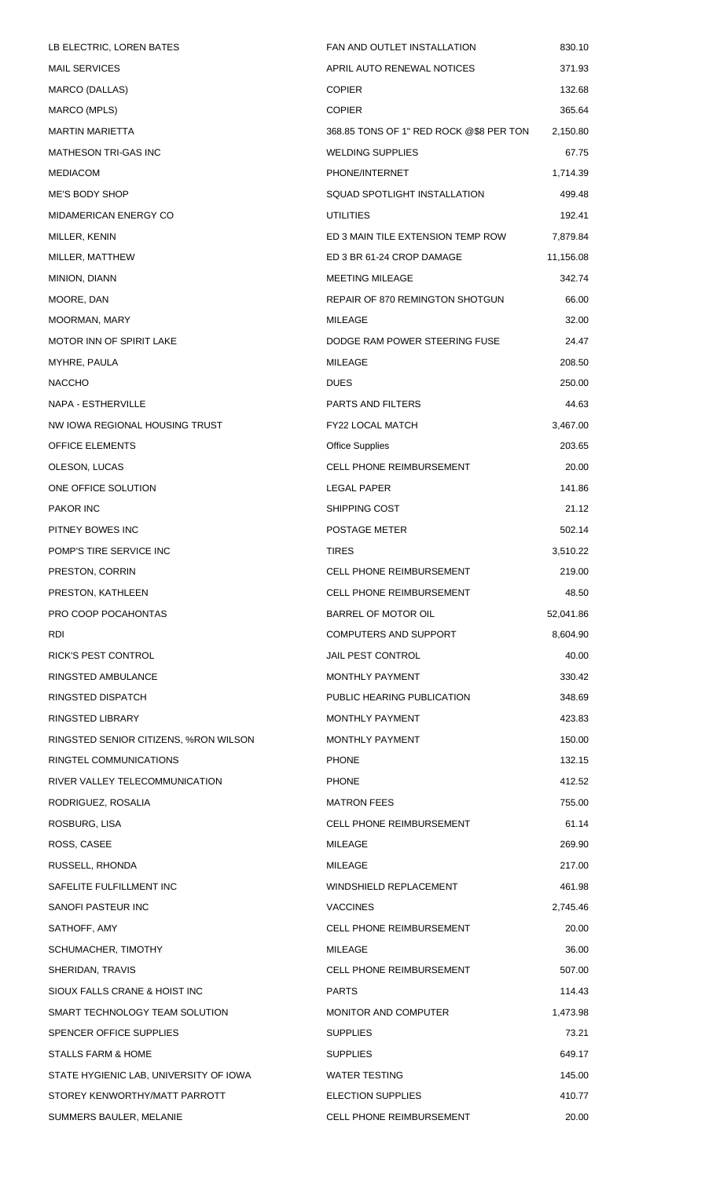| | | |
|---|---|---|
| LB ELECTRIC, LOREN BATES | FAN AND OUTLET INSTALLATION | 830.10 |
| MAIL SERVICES | APRIL AUTO RENEWAL NOTICES | 371.93 |
| MARCO (DALLAS) | COPIER | 132.68 |
| MARCO (MPLS) | COPIER | 365.64 |
| MARTIN MARIETTA | 368.85 TONS OF 1" RED ROCK @$8 PER TON | 2,150.80 |
| MATHESON TRI-GAS INC | WELDING SUPPLIES | 67.75 |
| MEDIACOM | PHONE/INTERNET | 1,714.39 |
| ME'S BODY SHOP | SQUAD SPOTLIGHT INSTALLATION | 499.48 |
| MIDAMERICAN ENERGY CO | UTILITIES | 192.41 |
| MILLER, KENIN | ED 3 MAIN TILE EXTENSION TEMP ROW | 7,879.84 |
| MILLER, MATTHEW | ED 3 BR 61-24 CROP DAMAGE | 11,156.08 |
| MINION, DIANN | MEETING MILEAGE | 342.74 |
| MOORE, DAN | REPAIR OF 870 REMINGTON SHOTGUN | 66.00 |
| MOORMAN, MARY | MILEAGE | 32.00 |
| MOTOR INN OF SPIRIT LAKE | DODGE RAM POWER STEERING FUSE | 24.47 |
| MYHRE, PAULA | MILEAGE | 208.50 |
| NACCHO | DUES | 250.00 |
| NAPA - ESTHERVILLE | PARTS AND FILTERS | 44.63 |
| NW IOWA REGIONAL HOUSING TRUST | FY22 LOCAL MATCH | 3,467.00 |
| OFFICE ELEMENTS | Office Supplies | 203.65 |
| OLESON, LUCAS | CELL PHONE REIMBURSEMENT | 20.00 |
| ONE OFFICE SOLUTION | LEGAL PAPER | 141.86 |
| PAKOR INC | SHIPPING COST | 21.12 |
| PITNEY BOWES INC | POSTAGE METER | 502.14 |
| POMP'S TIRE SERVICE INC | TIRES | 3,510.22 |
| PRESTON, CORRIN | CELL PHONE REIMBURSEMENT | 219.00 |
| PRESTON, KATHLEEN | CELL PHONE REIMBURSEMENT | 48.50 |
| PRO COOP POCAHONTAS | BARREL OF MOTOR OIL | 52,041.86 |
| RDI | COMPUTERS AND SUPPORT | 8,604.90 |
| RICK'S PEST CONTROL | JAIL PEST CONTROL | 40.00 |
| RINGSTED AMBULANCE | MONTHLY PAYMENT | 330.42 |
| RINGSTED DISPATCH | PUBLIC HEARING PUBLICATION | 348.69 |
| RINGSTED LIBRARY | MONTHLY PAYMENT | 423.83 |
| RINGSTED SENIOR CITIZENS, %RON WILSON | MONTHLY PAYMENT | 150.00 |
| RINGTEL COMMUNICATIONS | PHONE | 132.15 |
| RIVER VALLEY TELECOMMUNICATION | PHONE | 412.52 |
| RODRIGUEZ, ROSALIA | MATRON FEES | 755.00 |
| ROSBURG, LISA | CELL PHONE REIMBURSEMENT | 61.14 |
| ROSS, CASEE | MILEAGE | 269.90 |
| RUSSELL, RHONDA | MILEAGE | 217.00 |
| SAFELITE FULFILLMENT INC | WINDSHIELD REPLACEMENT | 461.98 |
| SANOFI PASTEUR INC | VACCINES | 2,745.46 |
| SATHOFF, AMY | CELL PHONE REIMBURSEMENT | 20.00 |
| SCHUMACHER, TIMOTHY | MILEAGE | 36.00 |
| SHERIDAN, TRAVIS | CELL PHONE REIMBURSEMENT | 507.00 |
| SIOUX FALLS CRANE & HOIST INC | PARTS | 114.43 |
| SMART TECHNOLOGY TEAM SOLUTION | MONITOR AND COMPUTER | 1,473.98 |
| SPENCER OFFICE SUPPLIES | SUPPLIES | 73.21 |
| STALLS FARM & HOME | SUPPLIES | 649.17 |
| STATE HYGIENIC LAB, UNIVERSITY OF IOWA | WATER TESTING | 145.00 |
| STOREY KENWORTHY/MATT PARROTT | ELECTION SUPPLIES | 410.77 |
| SUMMERS BAULER, MELANIE | CELL PHONE REIMBURSEMENT | 20.00 |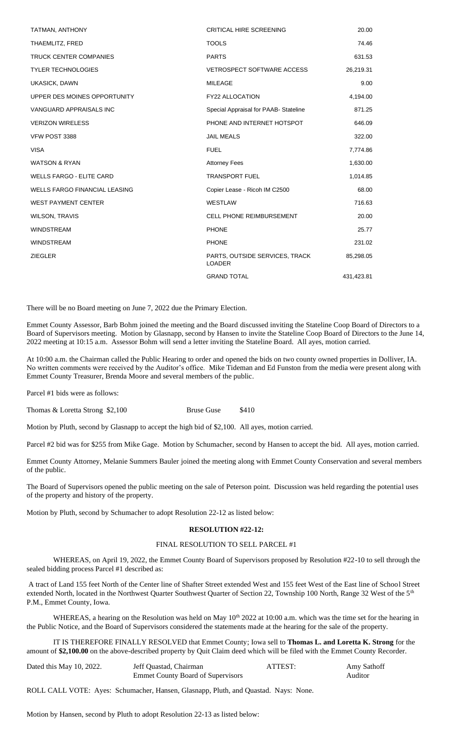| | | |
|---|---|---|
| TATMAN, ANTHONY | CRITICAL HIRE SCREENING | 20.00 |
| THAEMLITZ, FRED | TOOLS | 74.46 |
| TRUCK CENTER COMPANIES | PARTS | 631.53 |
| TYLER TECHNOLOGIES | VETROSPECT SOFTWARE ACCESS | 26,219.31 |
| UKASICK, DAWN | MILEAGE | 9.00 |
| UPPER DES MOINES OPPORTUNITY | FY22 ALLOCATION | 4,194.00 |
| VANGUARD APPRAISALS INC | Special Appraisal for PAAB- Stateline | 871.25 |
| VERIZON WIRELESS | PHONE AND INTERNET HOTSPOT | 646.09 |
| VFW POST 3388 | JAIL MEALS | 322.00 |
| VISA | FUEL | 7,774.86 |
| WATSON & RYAN | Attorney Fees | 1,630.00 |
| WELLS FARGO - ELITE CARD | TRANSPORT FUEL | 1,014.85 |
| WELLS FARGO FINANCIAL LEASING | Copier Lease - Ricoh IM C2500 | 68.00 |
| WEST PAYMENT CENTER | WESTLAW | 716.63 |
| WILSON, TRAVIS | CELL PHONE REIMBURSEMENT | 20.00 |
| WINDSTREAM | PHONE | 25.77 |
| WINDSTREAM | PHONE | 231.02 |
| ZIEGLER | PARTS, OUTSIDE SERVICES, TRACK LOADER | 85,298.05 |
| | GRAND TOTAL | 431,423.81 |

There will be no Board meeting on June 7, 2022 due the Primary Election.

Emmet County Assessor, Barb Bohm joined the meeting and the Board discussed inviting the Stateline Coop Board of Directors to a Board of Supervisors meeting. Motion by Glasnapp, second by Hansen to invite the Stateline Coop Board of Directors to the June 14, 2022 meeting at 10:15 a.m. Assessor Bohm will send a letter inviting the Stateline Board. All ayes, motion carried.

At 10:00 a.m. the Chairman called the Public Hearing to order and opened the bids on two county owned properties in Dolliver, IA. No written comments were received by the Auditor's office. Mike Tideman and Ed Funston from the media were present along with Emmet County Treasurer, Brenda Moore and several members of the public.

Parcel #1 bids were as follows:

Thomas & Loretta Strong $2,100 Bruse Guse $410

Motion by Pluth, second by Glasnapp to accept the high bid of $2,100. All ayes, motion carried.

Parcel #2 bid was for $255 from Mike Gage. Motion by Schumacher, second by Hansen to accept the bid. All ayes, motion carried.

Emmet County Attorney, Melanie Summers Bauler joined the meeting along with Emmet County Conservation and several members of the public.

The Board of Supervisors opened the public meeting on the sale of Peterson point. Discussion was held regarding the potential uses of the property and history of the property.

Motion by Pluth, second by Schumacher to adopt Resolution 22-12 as listed below:

**RESOLUTION #22-12:**

FINAL RESOLUTION TO SELL PARCEL #1

WHEREAS, on April 19, 2022, the Emmet County Board of Supervisors proposed by Resolution #22-10 to sell through the sealed bidding process Parcel #1 described as:

A tract of Land 155 feet North of the Center line of Shafter Street extended West and 155 feet West of the East line of School Street extended North, located in the Northwest Quarter Southwest Quarter of Section 22, Township 100 North, Range 32 West of the 5th P.M., Emmet County, Iowa.

WHEREAS, a hearing on the Resolution was held on May 10th 2022 at 10:00 a.m. which was the time set for the hearing in the Public Notice, and the Board of Supervisors considered the statements made at the hearing for the sale of the property.

IT IS THEREFORE FINALLY RESOLVED that Emmet County; Iowa sell to **Thomas L. and Loretta K. Strong** for the amount of **$2,100.00** on the above-described property by Quit Claim deed which will be filed with the Emmet County Recorder.

Dated this May 10, 2022. Jeff Quastad, Chairman, Emmet County Board of Supervisors ATTEST: Amy Sathoff, Auditor

ROLL CALL VOTE: Ayes: Schumacher, Hansen, Glasnapp, Pluth, and Quastad. Nays: None.

Motion by Hansen, second by Pluth to adopt Resolution 22-13 as listed below: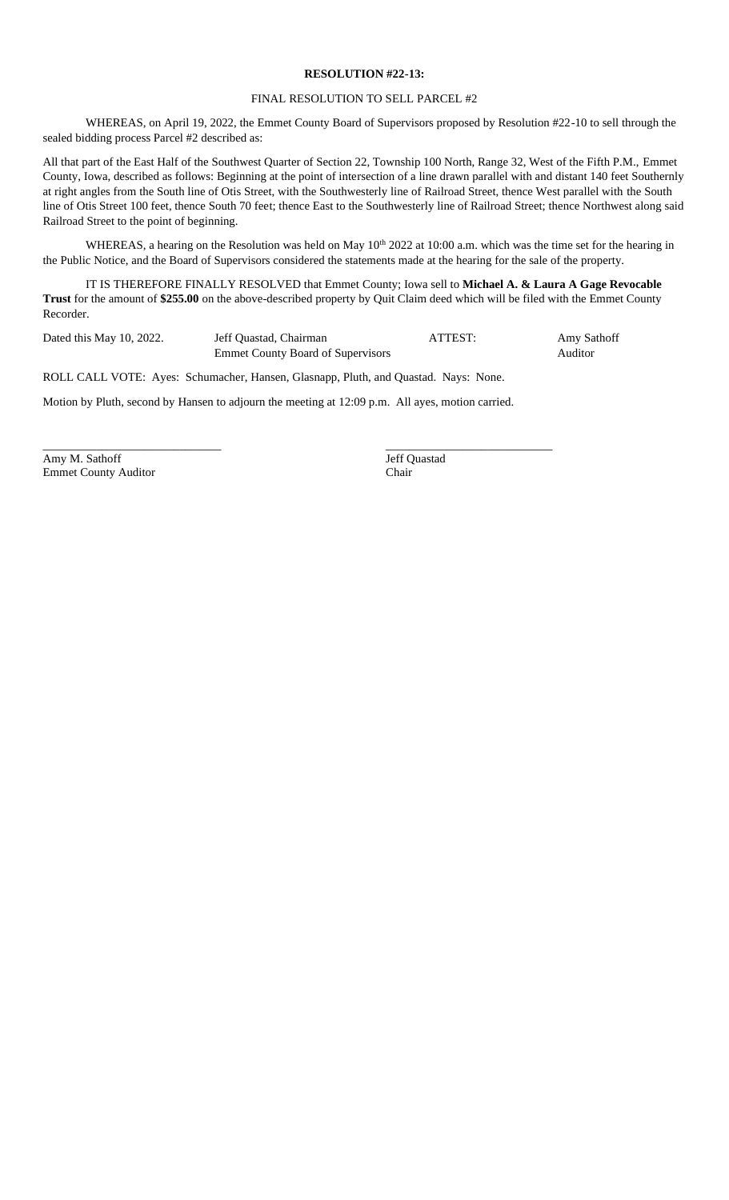**RESOLUTION #22-13:**

FINAL RESOLUTION TO SELL PARCEL #2

WHEREAS, on April 19, 2022, the Emmet County Board of Supervisors proposed by Resolution #22-10 to sell through the sealed bidding process Parcel #2 described as:

All that part of the East Half of the Southwest Quarter of Section 22, Township 100 North, Range 32, West of the Fifth P.M., Emmet County, Iowa, described as follows: Beginning at the point of intersection of a line drawn parallel with and distant 140 feet Southernly at right angles from the South line of Otis Street, with the Southwesterly line of Railroad Street, thence West parallel with the South line of Otis Street 100 feet, thence South 70 feet; thence East to the Southwesterly line of Railroad Street; thence Northwest along said Railroad Street to the point of beginning.

WHEREAS, a hearing on the Resolution was held on May 10th 2022 at 10:00 a.m. which was the time set for the hearing in the Public Notice, and the Board of Supervisors considered the statements made at the hearing for the sale of the property.

IT IS THEREFORE FINALLY RESOLVED that Emmet County; Iowa sell to **Michael A. & Laura A Gage Revocable Trust** for the amount of **$255.00** on the above-described property by Quit Claim deed which will be filed with the Emmet County Recorder.

| | | | |
|---|---|---|---|
| Dated this May 10, 2022. | Jeff Quastad, Chairman<br>Emmet County Board of Supervisors | ATTEST: | Amy Sathoff<br>Auditor |

ROLL CALL VOTE: Ayes: Schumacher, Hansen, Glasnapp, Pluth, and Quastad. Nays: None.

Motion by Pluth, second by Hansen to adjourn the meeting at 12:09 p.m. All ayes, motion carried.

\_\_\_\_\_\_\_\_\_\_\_\_\_\_\_\_\_\_\_\_\_\_\_\_\_\_\_\_\_\_
Amy M. Sathoff
Emmet County Auditor

\_\_\_\_\_\_\_\_\_\_\_\_\_\_\_\_\_\_\_\_\_\_\_\_\_\_\_\_\_\_
Jeff Quastad
Chair